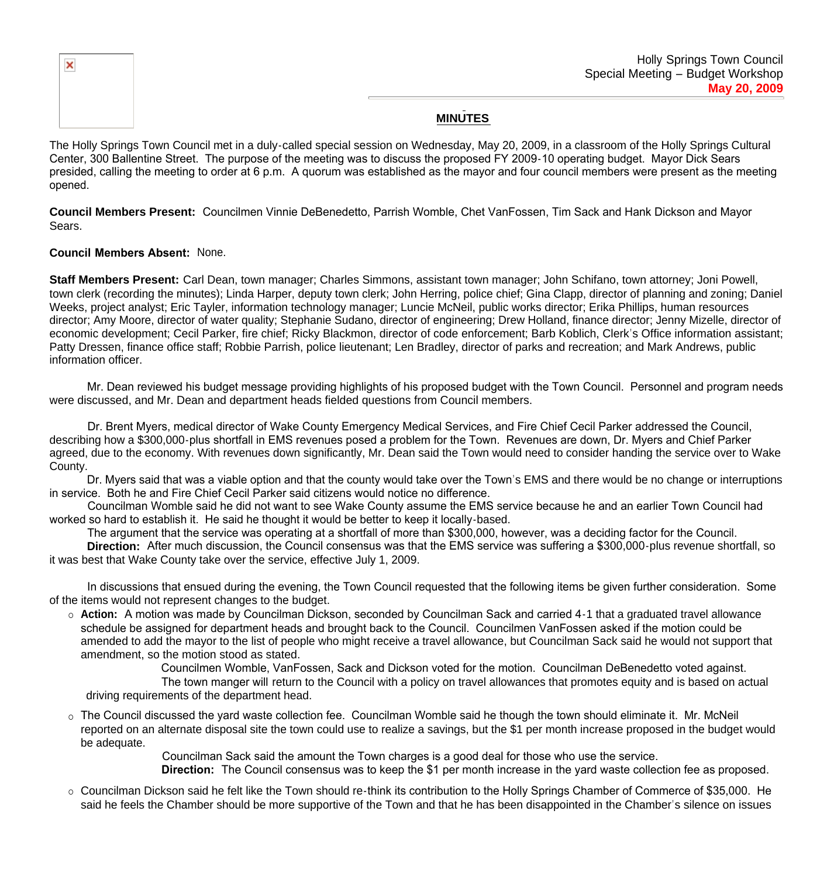Holly Springs Town Council
Special Meeting – Budget Workshop
**May 20, 2009**

## MINUTES

The Holly Springs Town Council met in a duly-called special session on Wednesday, May 20, 2009, in a classroom of the Holly Springs Cultural Center, 300 Ballentine Street. The purpose of the meeting was to discuss the proposed FY 2009-10 operating budget. Mayor Dick Sears presided, calling the meeting to order at 6 p.m. A quorum was established as the mayor and four council members were present as the meeting opened.

**Council Members Present:** Councilmen Vinnie DeBenedetto, Parrish Womble, Chet VanFossen, Tim Sack and Hank Dickson and Mayor Sears.

**Council Members Absent:** None.

**Staff Members Present:** Carl Dean, town manager; Charles Simmons, assistant town manager; John Schifano, town attorney; Joni Powell, town clerk (recording the minutes); Linda Harper, deputy town clerk; John Herring, police chief; Gina Clapp, director of planning and zoning; Daniel Weeks, project analyst; Eric Tayler, information technology manager; Luncie McNeil, public works director; Erika Phillips, human resources director; Amy Moore, director of water quality; Stephanie Sudano, director of engineering; Drew Holland, finance director; Jenny Mizelle, director of economic development; Cecil Parker, fire chief; Ricky Blackmon, director of code enforcement; Barb Koblich, Clerk's Office information assistant; Patty Dressen, finance office staff; Robbie Parrish, police lieutenant; Len Bradley, director of parks and recreation; and Mark Andrews, public information officer.

Mr. Dean reviewed his budget message providing highlights of his proposed budget with the Town Council. Personnel and program needs were discussed, and Mr. Dean and department heads fielded questions from Council members.

Dr. Brent Myers, medical director of Wake County Emergency Medical Services, and Fire Chief Cecil Parker addressed the Council, describing how a $300,000-plus shortfall in EMS revenues posed a problem for the Town. Revenues are down, Dr. Myers and Chief Parker agreed, due to the economy. With revenues down significantly, Mr. Dean said the Town would need to consider handing the service over to Wake County.

Dr. Myers said that was a viable option and that the county would take over the Town's EMS and there would be no change or interruptions in service. Both he and Fire Chief Cecil Parker said citizens would notice no difference.

Councilman Womble said he did not want to see Wake County assume the EMS service because he and an earlier Town Council had worked so hard to establish it. He said he thought it would be better to keep it locally-based.

The argument that the service was operating at a shortfall of more than $300,000, however, was a deciding factor for the Council.

**Direction:** After much discussion, the Council consensus was that the EMS service was suffering a $300,000-plus revenue shortfall, so it was best that Wake County take over the service, effective July 1, 2009.

In discussions that ensued during the evening, the Town Council requested that the following items be given further consideration. Some of the items would not represent changes to the budget.

- **Action:** A motion was made by Councilman Dickson, seconded by Councilman Sack and carried 4-1 that a graduated travel allowance schedule be assigned for department heads and brought back to the Council. Councilmen VanFossen asked if the motion could be amended to add the mayor to the list of people who might receive a travel allowance, but Councilman Sack said he would not support that amendment, so the motion stood as stated.

  Councilmen Womble, VanFossen, Sack and Dickson voted for the motion. Councilman DeBenedetto voted against.

  The town manger will return to the Council with a policy on travel allowances that promotes equity and is based on actual driving requirements of the department head.

- The Council discussed the yard waste collection fee. Councilman Womble said he though the town should eliminate it. Mr. McNeil reported on an alternate disposal site the town could use to realize a savings, but the $1 per month increase proposed in the budget would be adequate.

  Councilman Sack said the amount the Town charges is a good deal for those who use the service.

  **Direction:** The Council consensus was to keep the $1 per month increase in the yard waste collection fee as proposed.

- Councilman Dickson said he felt like the Town should re-think its contribution to the Holly Springs Chamber of Commerce of $35,000. He said he feels the Chamber should be more supportive of the Town and that he has been disappointed in the Chamber's silence on issues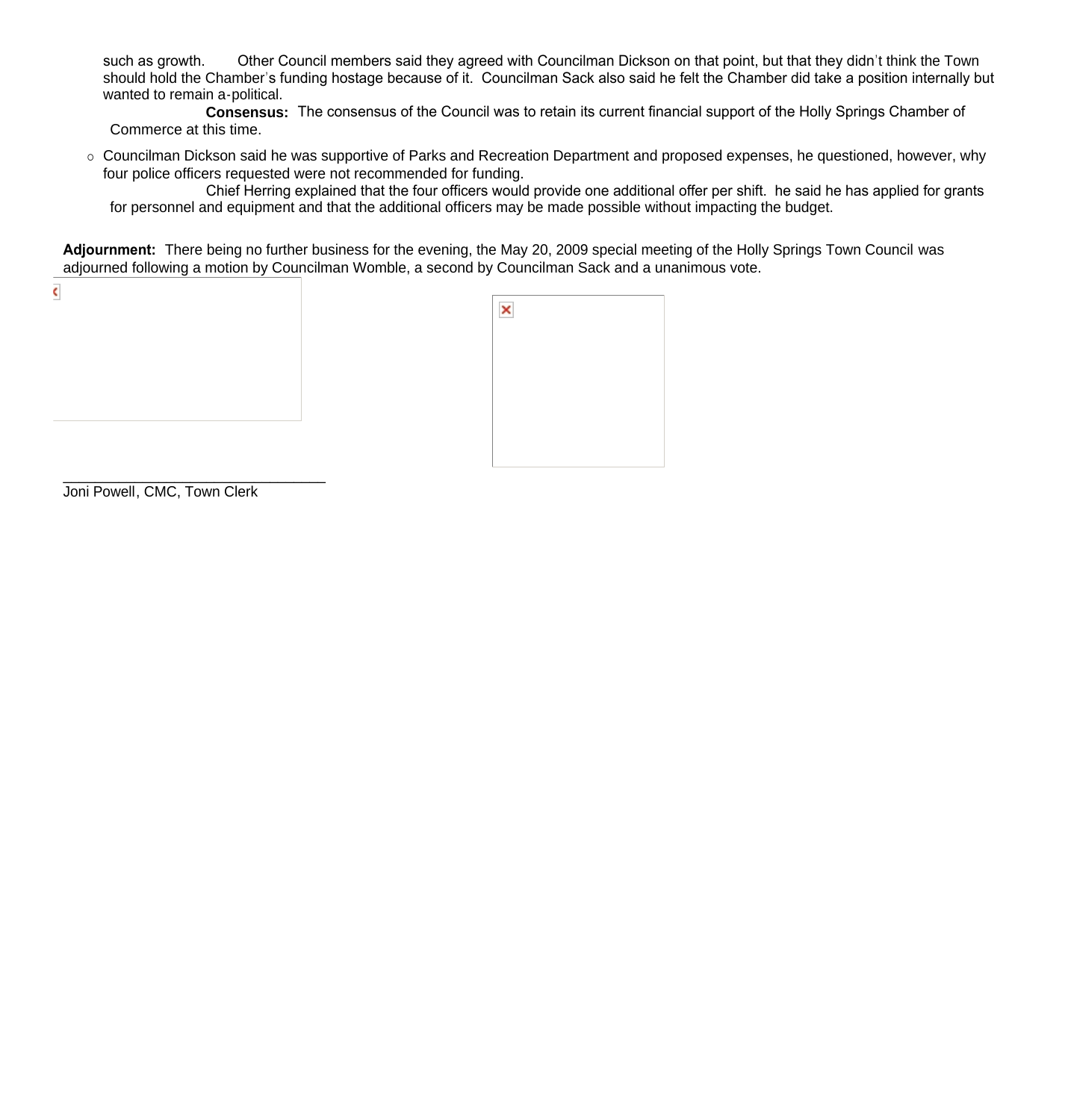such as growth. Other Council members said they agreed with Councilman Dickson on that point, but that they didn't think the Town should hold the Chamber's funding hostage because of it. Councilman Sack also said he felt the Chamber did take a position internally but wanted to remain a-political.

**Consensus:** The consensus of the Council was to retain its current financial support of the Holly Springs Chamber of Commerce at this time.

- Councilman Dickson said he was supportive of Parks and Recreation Department and proposed expenses, he questioned, however, why four police officers requested were not recommended for funding.

  Chief Herring explained that the four officers would provide one additional offer per shift. he said he has applied for grants for personnel and equipment and that the additional officers may be made possible without impacting the budget.

**Adjournment:** There being no further business for the evening, the May 20, 2009 special meeting of the Holly Springs Town Council was adjourned following a motion by Councilman Womble, a second by Councilman Sack and a unanimous vote.

\_\_\_\_\_\_\_\_\_\_\_\_\_\_\_\_\_\_\_\_\_\_\_\_\_\_\_\_\_\_\_\_\_\_\_

Joni Powell, CMC, Town Clerk